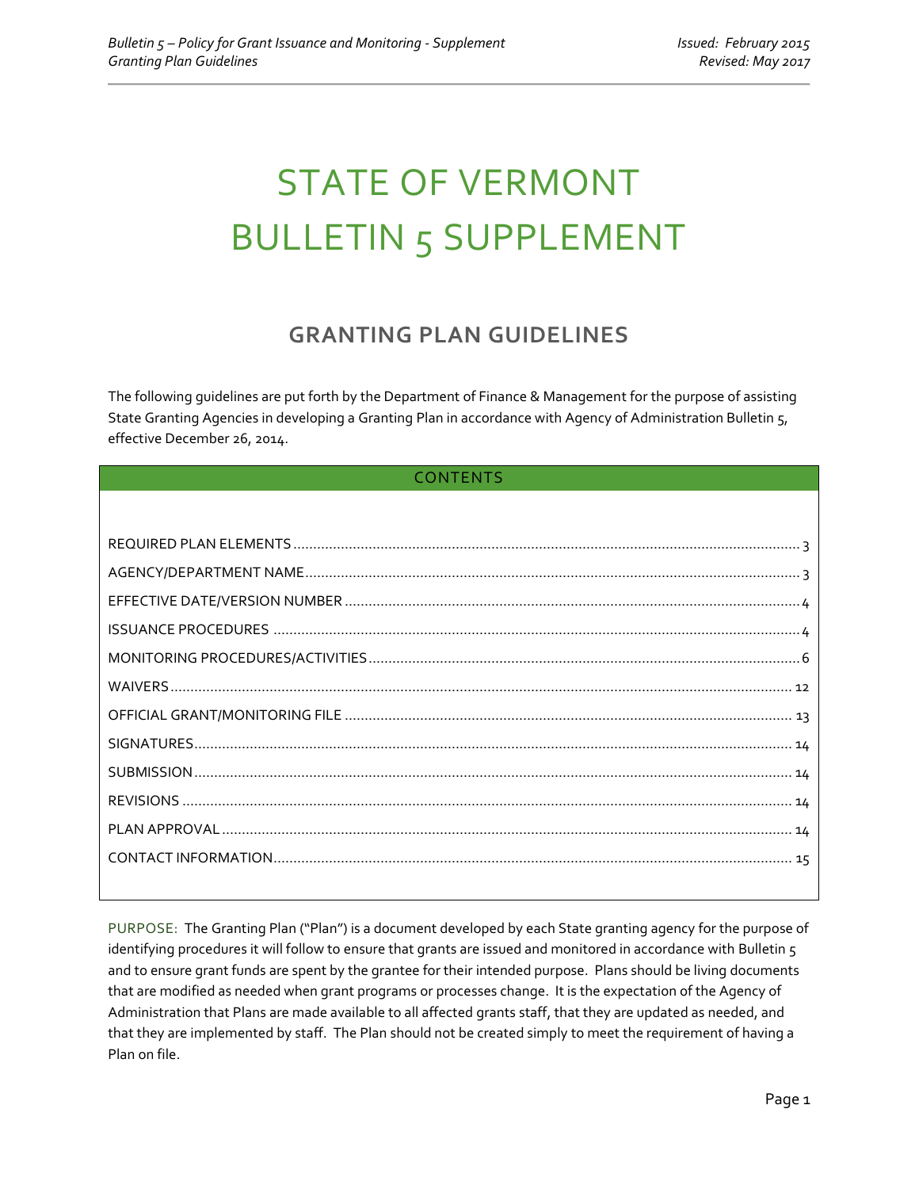# STATE OF VERMONT
# BULLETIN 5 SUPPLEMENT

## GRANTING PLAN GUIDELINES

The following guidelines are put forth by the Department of Finance & Management for the purpose of assisting State Granting Agencies in developing a Granting Plan in accordance with Agency of Administration Bulletin 5, effective December 26, 2014.

### CONTENTS

| Section | Page |
|---|---|
| REQUIRED PLAN ELEMENTS | 3 |
| AGENCY/DEPARTMENT NAME | 3 |
| EFFECTIVE DATE/VERSION NUMBER | 4 |
| ISSUANCE PROCEDURES | 4 |
| MONITORING PROCEDURES/ACTIVITIES | 6 |
| WAIVERS | 12 |
| OFFICIAL GRANT/MONITORING FILE | 13 |
| SIGNATURES | 14 |
| SUBMISSION | 14 |
| REVISIONS | 14 |
| PLAN APPROVAL | 14 |
| CONTACT INFORMATION | 15 |

PURPOSE: The Granting Plan ("Plan") is a document developed by each State granting agency for the purpose of identifying procedures it will follow to ensure that grants are issued and monitored in accordance with Bulletin 5 and to ensure grant funds are spent by the grantee for their intended purpose. Plans should be living documents that are modified as needed when grant programs or processes change. It is the expectation of the Agency of Administration that Plans are made available to all affected grants staff, that they are updated as needed, and that they are implemented by staff. The Plan should not be created simply to meet the requirement of having a Plan on file.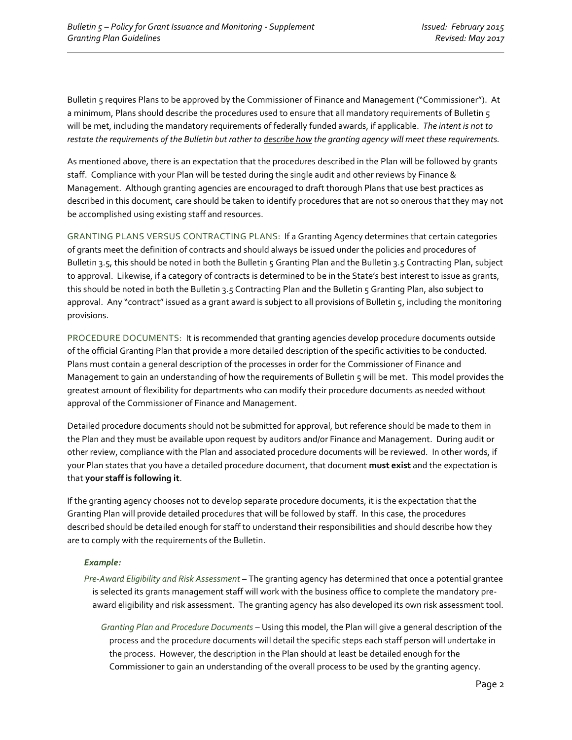Bulletin 5 requires Plans to be approved by the Commissioner of Finance and Management ("Commissioner"). At a minimum, Plans should describe the procedures used to ensure that all mandatory requirements of Bulletin 5 will be met, including the mandatory requirements of federally funded awards, if applicable. *The intent is not to restate the requirements of the Bulletin but rather to describe how the granting agency will meet these requirements.*

As mentioned above, there is an expectation that the procedures described in the Plan will be followed by grants staff. Compliance with your Plan will be tested during the single audit and other reviews by Finance & Management. Although granting agencies are encouraged to draft thorough Plans that use best practices as described in this document, care should be taken to identify procedures that are not so onerous that they may not be accomplished using existing staff and resources.

GRANTING PLANS VERSUS CONTRACTING PLANS: If a Granting Agency determines that certain categories of grants meet the definition of contracts and should always be issued under the policies and procedures of Bulletin 3.5, this should be noted in both the Bulletin 5 Granting Plan and the Bulletin 3.5 Contracting Plan, subject to approval. Likewise, if a category of contracts is determined to be in the State's best interest to issue as grants, this should be noted in both the Bulletin 3.5 Contracting Plan and the Bulletin 5 Granting Plan, also subject to approval. Any "contract" issued as a grant award is subject to all provisions of Bulletin 5, including the monitoring provisions.

PROCEDURE DOCUMENTS: It is recommended that granting agencies develop procedure documents outside of the official Granting Plan that provide a more detailed description of the specific activities to be conducted. Plans must contain a general description of the processes in order for the Commissioner of Finance and Management to gain an understanding of how the requirements of Bulletin 5 will be met. This model provides the greatest amount of flexibility for departments who can modify their procedure documents as needed without approval of the Commissioner of Finance and Management.

Detailed procedure documents should not be submitted for approval, but reference should be made to them in the Plan and they must be available upon request by auditors and/or Finance and Management. During audit or other review, compliance with the Plan and associated procedure documents will be reviewed. In other words, if your Plan states that you have a detailed procedure document, that document **must exist** and the expectation is that **your staff is following it**.

If the granting agency chooses not to develop separate procedure documents, it is the expectation that the Granting Plan will provide detailed procedures that will be followed by staff. In this case, the procedures described should be detailed enough for staff to understand their responsibilities and should describe how they are to comply with the requirements of the Bulletin.

***Example:***

*Pre-Award Eligibility and Risk Assessment* – The granting agency has determined that once a potential grantee is selected its grants management staff will work with the business office to complete the mandatory pre-award eligibility and risk assessment. The granting agency has also developed its own risk assessment tool.

*Granting Plan and Procedure Documents* – Using this model, the Plan will give a general description of the process and the procedure documents will detail the specific steps each staff person will undertake in the process. However, the description in the Plan should at least be detailed enough for the Commissioner to gain an understanding of the overall process to be used by the granting agency.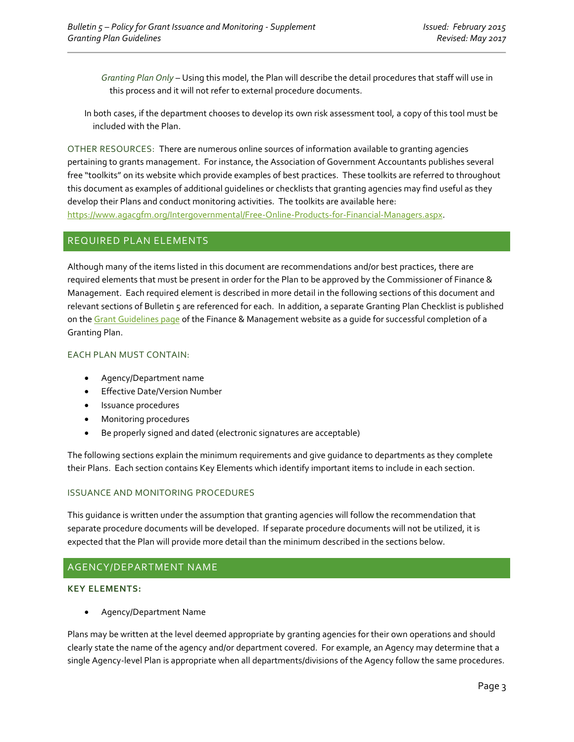*Granting Plan Only* – Using this model, the Plan will describe the detail procedures that staff will use in this process and it will not refer to external procedure documents.

In both cases, if the department chooses to develop its own risk assessment tool, a copy of this tool must be included with the Plan.

OTHER RESOURCES: There are numerous online sources of information available to granting agencies pertaining to grants management. For instance, the Association of Government Accountants publishes several free "toolkits" on its website which provide examples of best practices. These toolkits are referred to throughout this document as examples of additional guidelines or checklists that granting agencies may find useful as they develop their Plans and conduct monitoring activities. The toolkits are available here: [https://www.agacgfm.org/Intergovernmental/Free-Online-Products-for-Financial-Managers.aspx](https://www.agacgfm.org/Intergovernmental/Free-Online-Products-for-Financial-Managers.aspx).

## REQUIRED PLAN ELEMENTS

Although many of the items listed in this document are recommendations and/or best practices, there are required elements that must be present in order for the Plan to be approved by the Commissioner of Finance & Management. Each required element is described in more detail in the following sections of this document and relevant sections of Bulletin 5 are referenced for each. In addition, a separate Granting Plan Checklist is published on the Grant Guidelines page of the Finance & Management website as a guide for successful completion of a Granting Plan.

### EACH PLAN MUST CONTAIN:

- Agency/Department name
- Effective Date/Version Number
- Issuance procedures
- Monitoring procedures
- Be properly signed and dated (electronic signatures are acceptable)

The following sections explain the minimum requirements and give guidance to departments as they complete their Plans. Each section contains Key Elements which identify important items to include in each section.

### ISSUANCE AND MONITORING PROCEDURES

This guidance is written under the assumption that granting agencies will follow the recommendation that separate procedure documents will be developed. If separate procedure documents will not be utilized, it is expected that the Plan will provide more detail than the minimum described in the sections below.

## AGENCY/DEPARTMENT NAME

**KEY ELEMENTS:**

- Agency/Department Name

Plans may be written at the level deemed appropriate by granting agencies for their own operations and should clearly state the name of the agency and/or department covered. For example, an Agency may determine that a single Agency-level Plan is appropriate when all departments/divisions of the Agency follow the same procedures.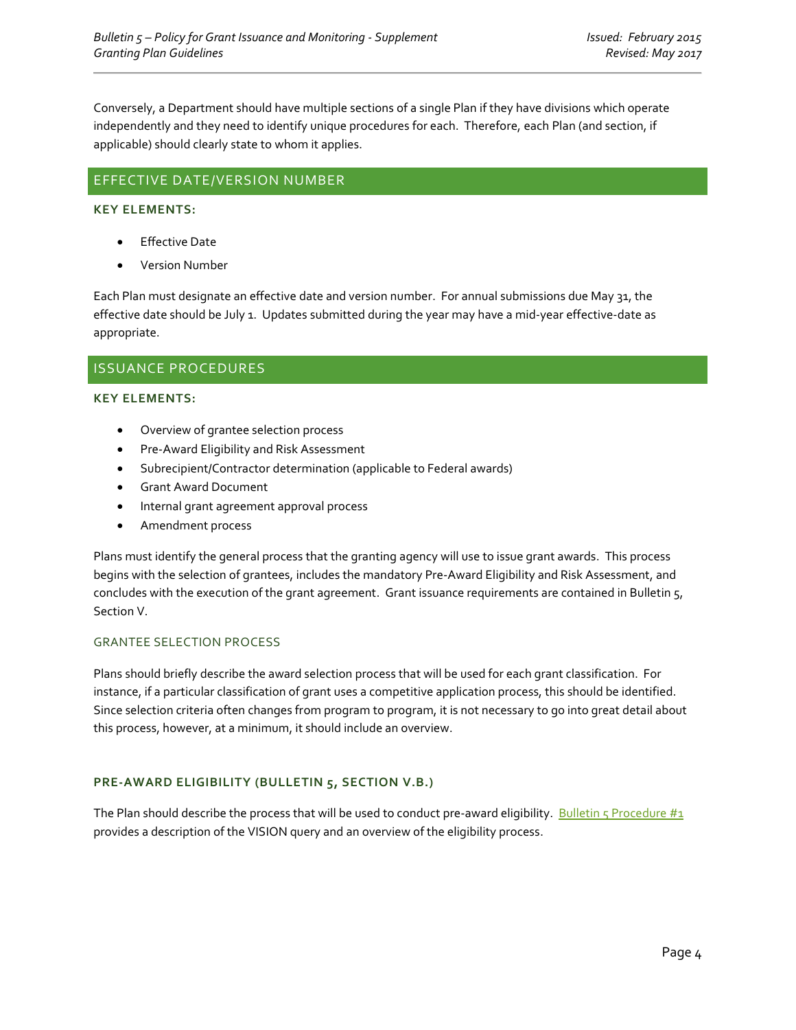Conversely, a Department should have multiple sections of a single Plan if they have divisions which operate independently and they need to identify unique procedures for each. Therefore, each Plan (and section, if applicable) should clearly state to whom it applies.

## EFFECTIVE DATE/VERSION NUMBER

**KEY ELEMENTS:**

- Effective Date
- Version Number

Each Plan must designate an effective date and version number. For annual submissions due May 31, the effective date should be July 1. Updates submitted during the year may have a mid-year effective-date as appropriate.

## ISSUANCE PROCEDURES

**KEY ELEMENTS:**

- Overview of grantee selection process
- Pre-Award Eligibility and Risk Assessment
- Subrecipient/Contractor determination (applicable to Federal awards)
- Grant Award Document
- Internal grant agreement approval process
- Amendment process

Plans must identify the general process that the granting agency will use to issue grant awards. This process begins with the selection of grantees, includes the mandatory Pre-Award Eligibility and Risk Assessment, and concludes with the execution of the grant agreement. Grant issuance requirements are contained in Bulletin 5, Section V.

### GRANTEE SELECTION PROCESS

Plans should briefly describe the award selection process that will be used for each grant classification. For instance, if a particular classification of grant uses a competitive application process, this should be identified. Since selection criteria often changes from program to program, it is not necessary to go into great detail about this process, however, at a minimum, it should include an overview.

### PRE-AWARD ELIGIBILITY (BULLETIN 5, SECTION V.B.)

The Plan should describe the process that will be used to conduct pre-award eligibility. Bulletin 5 Procedure #1 provides a description of the VISION query and an overview of the eligibility process.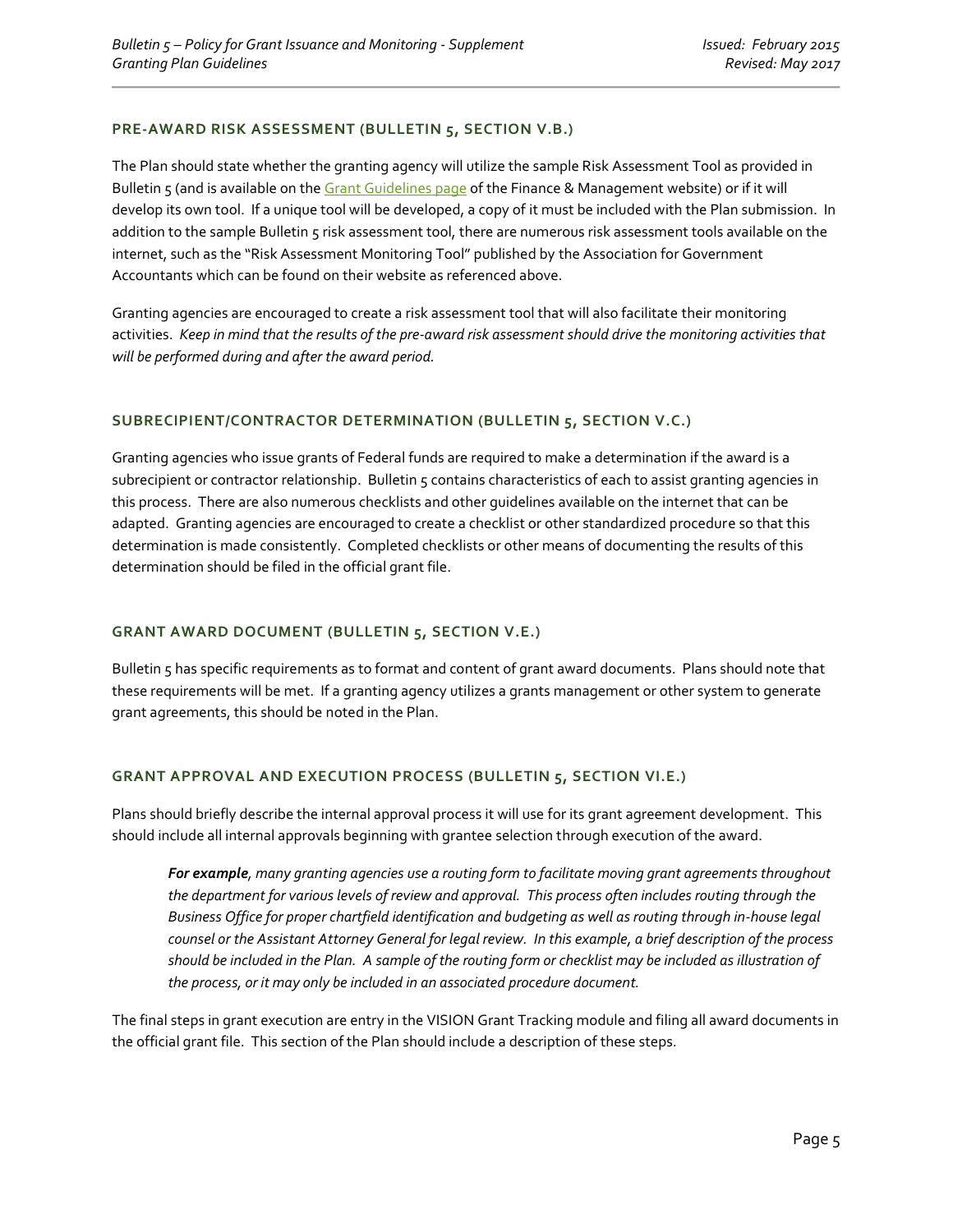### PRE-AWARD RISK ASSESSMENT (BULLETIN 5, SECTION V.B.)

The Plan should state whether the granting agency will utilize the sample Risk Assessment Tool as provided in Bulletin 5 (and is available on the Grant Guidelines page of the Finance & Management website) or if it will develop its own tool. If a unique tool will be developed, a copy of it must be included with the Plan submission. In addition to the sample Bulletin 5 risk assessment tool, there are numerous risk assessment tools available on the internet, such as the "Risk Assessment Monitoring Tool" published by the Association for Government Accountants which can be found on their website as referenced above.

Granting agencies are encouraged to create a risk assessment tool that will also facilitate their monitoring activities. *Keep in mind that the results of the pre-award risk assessment should drive the monitoring activities that will be performed during and after the award period.*

### SUBRECIPIENT/CONTRACTOR DETERMINATION (BULLETIN 5, SECTION V.C.)

Granting agencies who issue grants of Federal funds are required to make a determination if the award is a subrecipient or contractor relationship. Bulletin 5 contains characteristics of each to assist granting agencies in this process. There are also numerous checklists and other guidelines available on the internet that can be adapted. Granting agencies are encouraged to create a checklist or other standardized procedure so that this determination is made consistently. Completed checklists or other means of documenting the results of this determination should be filed in the official grant file.

### GRANT AWARD DOCUMENT (BULLETIN 5, SECTION V.E.)

Bulletin 5 has specific requirements as to format and content of grant award documents. Plans should note that these requirements will be met. If a granting agency utilizes a grants management or other system to generate grant agreements, this should be noted in the Plan.

### GRANT APPROVAL AND EXECUTION PROCESS (BULLETIN 5, SECTION VI.E.)

Plans should briefly describe the internal approval process it will use for its grant agreement development. This should include all internal approvals beginning with grantee selection through execution of the award.

> ***For example***, *many granting agencies use a routing form to facilitate moving grant agreements throughout the department for various levels of review and approval. This process often includes routing through the Business Office for proper chartfield identification and budgeting as well as routing through in-house legal counsel or the Assistant Attorney General for legal review. In this example, a brief description of the process should be included in the Plan. A sample of the routing form or checklist may be included as illustration of the process, or it may only be included in an associated procedure document.*

The final steps in grant execution are entry in the VISION Grant Tracking module and filing all award documents in the official grant file. This section of the Plan should include a description of these steps.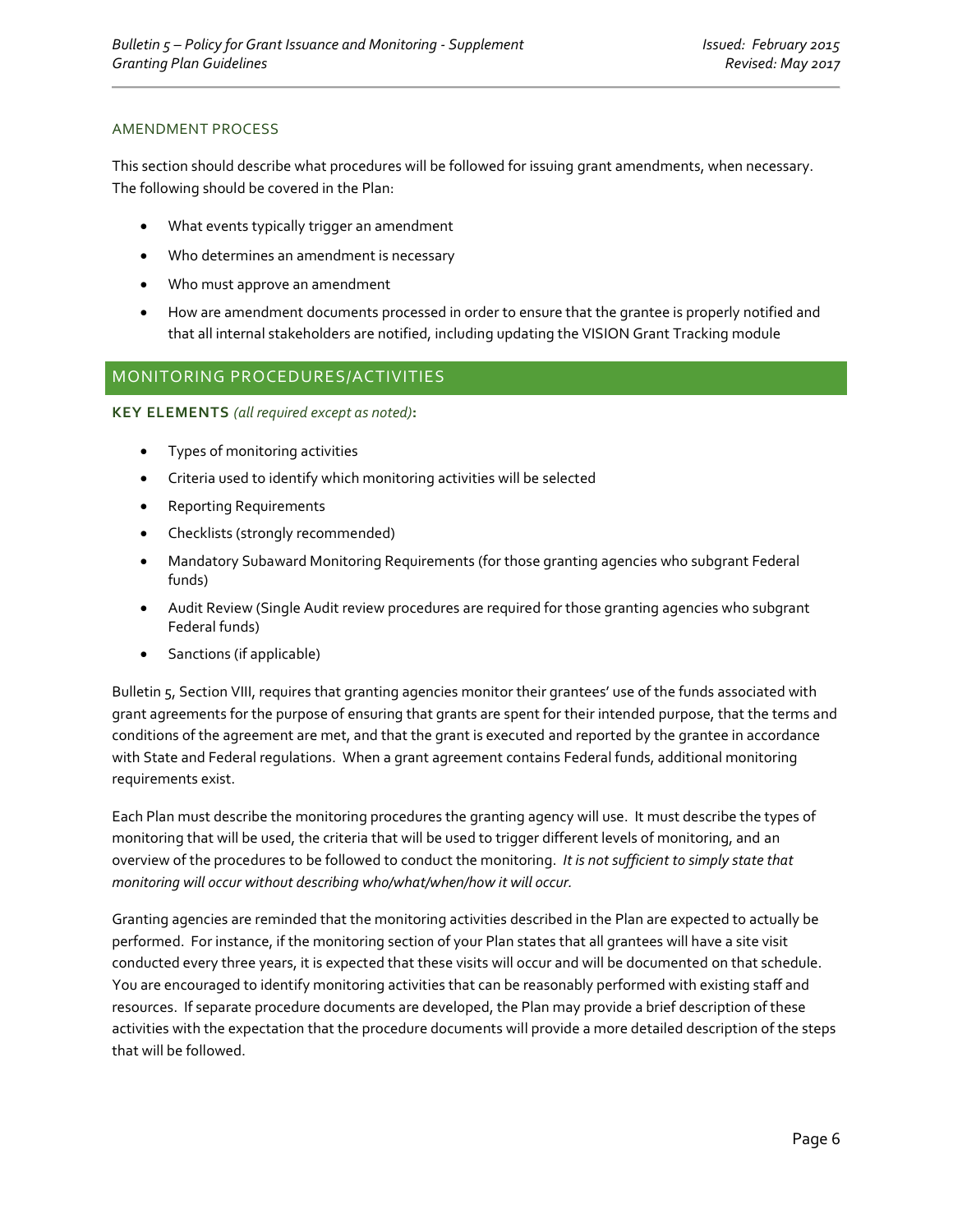### AMENDMENT PROCESS

This section should describe what procedures will be followed for issuing grant amendments, when necessary. The following should be covered in the Plan:

- What events typically trigger an amendment
- Who determines an amendment is necessary
- Who must approve an amendment
- How are amendment documents processed in order to ensure that the grantee is properly notified and that all internal stakeholders are notified, including updating the VISION Grant Tracking module

## MONITORING PROCEDURES/ACTIVITIES

**KEY ELEMENTS** *(all required except as noted)***:**

- Types of monitoring activities
- Criteria used to identify which monitoring activities will be selected
- Reporting Requirements
- Checklists (strongly recommended)
- Mandatory Subaward Monitoring Requirements (for those granting agencies who subgrant Federal funds)
- Audit Review (Single Audit review procedures are required for those granting agencies who subgrant Federal funds)
- Sanctions (if applicable)

Bulletin 5, Section VIII, requires that granting agencies monitor their grantees' use of the funds associated with grant agreements for the purpose of ensuring that grants are spent for their intended purpose, that the terms and conditions of the agreement are met, and that the grant is executed and reported by the grantee in accordance with State and Federal regulations. When a grant agreement contains Federal funds, additional monitoring requirements exist.

Each Plan must describe the monitoring procedures the granting agency will use. It must describe the types of monitoring that will be used, the criteria that will be used to trigger different levels of monitoring, and an overview of the procedures to be followed to conduct the monitoring. *It is not sufficient to simply state that monitoring will occur without describing who/what/when/how it will occur.*

Granting agencies are reminded that the monitoring activities described in the Plan are expected to actually be performed. For instance, if the monitoring section of your Plan states that all grantees will have a site visit conducted every three years, it is expected that these visits will occur and will be documented on that schedule. You are encouraged to identify monitoring activities that can be reasonably performed with existing staff and resources. If separate procedure documents are developed, the Plan may provide a brief description of these activities with the expectation that the procedure documents will provide a more detailed description of the steps that will be followed.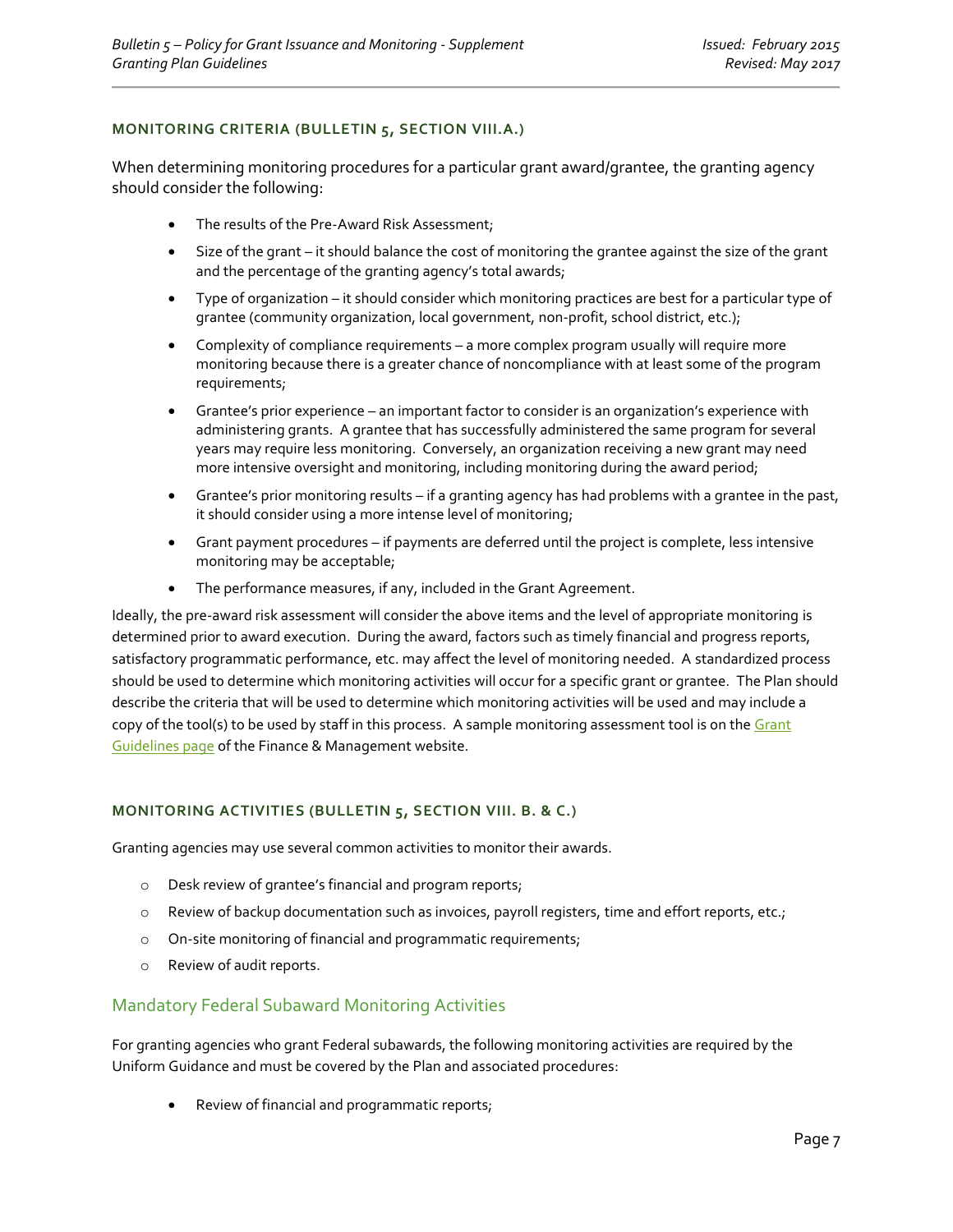### MONITORING CRITERIA (BULLETIN 5, SECTION VIII.A.)

When determining monitoring procedures for a particular grant award/grantee, the granting agency should consider the following:

- The results of the Pre-Award Risk Assessment;
- Size of the grant – it should balance the cost of monitoring the grantee against the size of the grant and the percentage of the granting agency's total awards;
- Type of organization – it should consider which monitoring practices are best for a particular type of grantee (community organization, local government, non-profit, school district, etc.);
- Complexity of compliance requirements – a more complex program usually will require more monitoring because there is a greater chance of noncompliance with at least some of the program requirements;
- Grantee's prior experience – an important factor to consider is an organization's experience with administering grants. A grantee that has successfully administered the same program for several years may require less monitoring. Conversely, an organization receiving a new grant may need more intensive oversight and monitoring, including monitoring during the award period;
- Grantee's prior monitoring results – if a granting agency has had problems with a grantee in the past, it should consider using a more intense level of monitoring;
- Grant payment procedures – if payments are deferred until the project is complete, less intensive monitoring may be acceptable;
- The performance measures, if any, included in the Grant Agreement.

Ideally, the pre-award risk assessment will consider the above items and the level of appropriate monitoring is determined prior to award execution. During the award, factors such as timely financial and progress reports, satisfactory programmatic performance, etc. may affect the level of monitoring needed. A standardized process should be used to determine which monitoring activities will occur for a specific grant or grantee. The Plan should describe the criteria that will be used to determine which monitoring activities will be used and may include a copy of the tool(s) to be used by staff in this process. A sample monitoring assessment tool is on the Grant Guidelines page of the Finance & Management website.

### MONITORING ACTIVITIES (BULLETIN 5, SECTION VIII. B. & C.)

Granting agencies may use several common activities to monitor their awards.

- Desk review of grantee's financial and program reports;
- Review of backup documentation such as invoices, payroll registers, time and effort reports, etc.;
- On-site monitoring of financial and programmatic requirements;
- Review of audit reports.

## Mandatory Federal Subaward Monitoring Activities

For granting agencies who grant Federal subawards, the following monitoring activities are required by the Uniform Guidance and must be covered by the Plan and associated procedures:

- Review of financial and programmatic reports;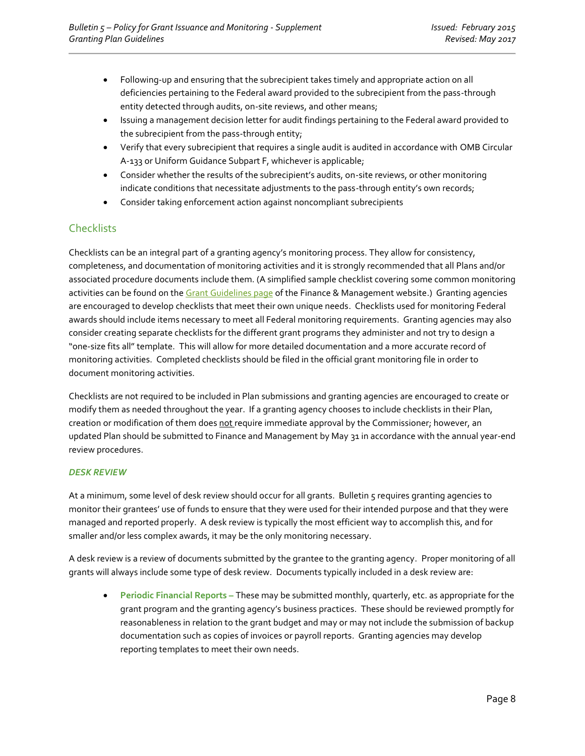- Following-up and ensuring that the subrecipient takes timely and appropriate action on all deficiencies pertaining to the Federal award provided to the subrecipient from the pass-through entity detected through audits, on-site reviews, and other means;
- Issuing a management decision letter for audit findings pertaining to the Federal award provided to the subrecipient from the pass-through entity;
- Verify that every subrecipient that requires a single audit is audited in accordance with OMB Circular A-133 or Uniform Guidance Subpart F, whichever is applicable;
- Consider whether the results of the subrecipient's audits, on-site reviews, or other monitoring indicate conditions that necessitate adjustments to the pass-through entity's own records;
- Consider taking enforcement action against noncompliant subrecipients

## Checklists

Checklists can be an integral part of a granting agency's monitoring process. They allow for consistency, completeness, and documentation of monitoring activities and it is strongly recommended that all Plans and/or associated procedure documents include them. (A simplified sample checklist covering some common monitoring activities can be found on the Grant Guidelines page of the Finance & Management website.) Granting agencies are encouraged to develop checklists that meet their own unique needs. Checklists used for monitoring Federal awards should include items necessary to meet all Federal monitoring requirements. Granting agencies may also consider creating separate checklists for the different grant programs they administer and not try to design a "one-size fits all" template. This will allow for more detailed documentation and a more accurate record of monitoring activities. Completed checklists should be filed in the official grant monitoring file in order to document monitoring activities.

Checklists are not required to be included in Plan submissions and granting agencies are encouraged to create or modify them as needed throughout the year. If a granting agency chooses to include checklists in their Plan, creation or modification of them does not require immediate approval by the Commissioner; however, an updated Plan should be submitted to Finance and Management by May 31 in accordance with the annual year-end review procedures.

### *DESK REVIEW*

At a minimum, some level of desk review should occur for all grants. Bulletin 5 requires granting agencies to monitor their grantees' use of funds to ensure that they were used for their intended purpose and that they were managed and reported properly. A desk review is typically the most efficient way to accomplish this, and for smaller and/or less complex awards, it may be the only monitoring necessary.

A desk review is a review of documents submitted by the grantee to the granting agency. Proper monitoring of all grants will always include some type of desk review. Documents typically included in a desk review are:

- **Periodic Financial Reports –** These may be submitted monthly, quarterly, etc. as appropriate for the grant program and the granting agency's business practices. These should be reviewed promptly for reasonableness in relation to the grant budget and may or may not include the submission of backup documentation such as copies of invoices or payroll reports. Granting agencies may develop reporting templates to meet their own needs.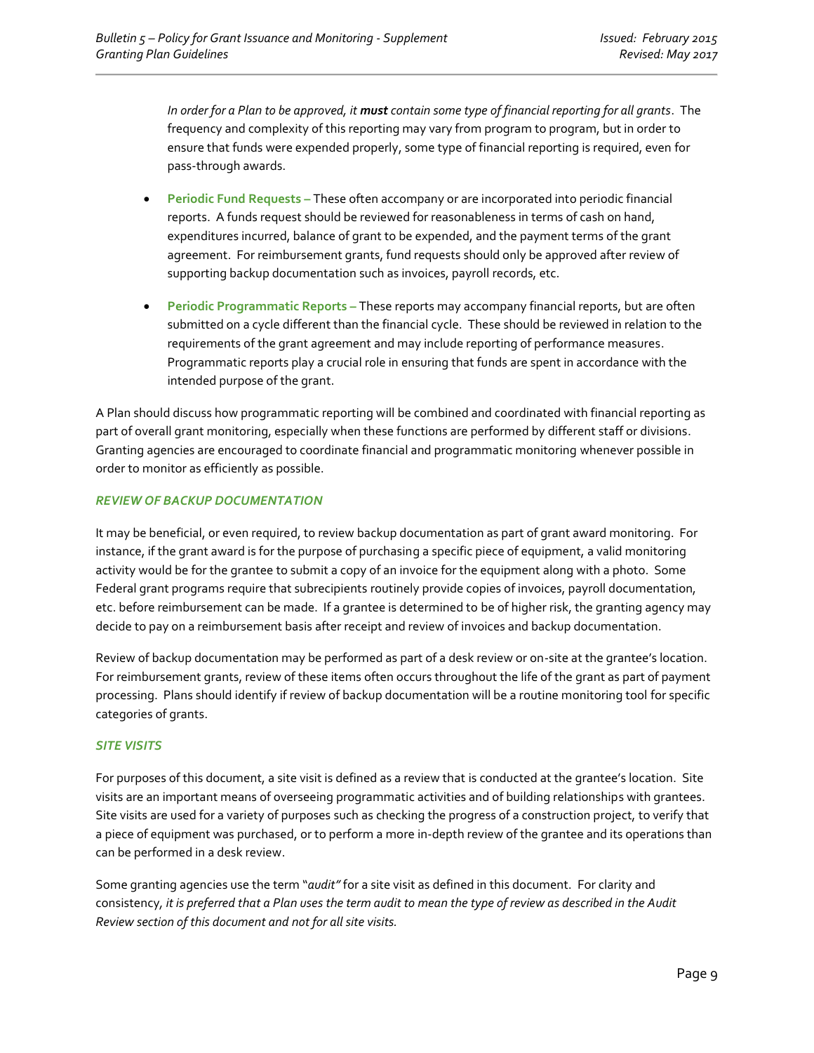*In order for a Plan to be approved, it **must** contain some type of financial reporting for all grants*. The frequency and complexity of this reporting may vary from program to program, but in order to ensure that funds were expended properly, some type of financial reporting is required, even for pass-through awards.

- **Periodic Fund Requests –** These often accompany or are incorporated into periodic financial reports. A funds request should be reviewed for reasonableness in terms of cash on hand, expenditures incurred, balance of grant to be expended, and the payment terms of the grant agreement. For reimbursement grants, fund requests should only be approved after review of supporting backup documentation such as invoices, payroll records, etc.

- **Periodic Programmatic Reports –** These reports may accompany financial reports, but are often submitted on a cycle different than the financial cycle. These should be reviewed in relation to the requirements of the grant agreement and may include reporting of performance measures. Programmatic reports play a crucial role in ensuring that funds are spent in accordance with the intended purpose of the grant.

A Plan should discuss how programmatic reporting will be combined and coordinated with financial reporting as part of overall grant monitoring, especially when these functions are performed by different staff or divisions. Granting agencies are encouraged to coordinate financial and programmatic monitoring whenever possible in order to monitor as efficiently as possible.

### *REVIEW OF BACKUP DOCUMENTATION*

It may be beneficial, or even required, to review backup documentation as part of grant award monitoring. For instance, if the grant award is for the purpose of purchasing a specific piece of equipment, a valid monitoring activity would be for the grantee to submit a copy of an invoice for the equipment along with a photo. Some Federal grant programs require that subrecipients routinely provide copies of invoices, payroll documentation, etc. before reimbursement can be made. If a grantee is determined to be of higher risk, the granting agency may decide to pay on a reimbursement basis after receipt and review of invoices and backup documentation.

Review of backup documentation may be performed as part of a desk review or on-site at the grantee's location. For reimbursement grants, review of these items often occurs throughout the life of the grant as part of payment processing. Plans should identify if review of backup documentation will be a routine monitoring tool for specific categories of grants.

### *SITE VISITS*

For purposes of this document, a site visit is defined as a review that is conducted at the grantee's location. Site visits are an important means of overseeing programmatic activities and of building relationships with grantees. Site visits are used for a variety of purposes such as checking the progress of a construction project, to verify that a piece of equipment was purchased, or to perform a more in-depth review of the grantee and its operations than can be performed in a desk review.

Some granting agencies use the term "*audit"* for a site visit as defined in this document. For clarity and consistency, *it is preferred that a Plan uses the term audit to mean the type of review as described in the Audit Review section of this document and not for all site visits.*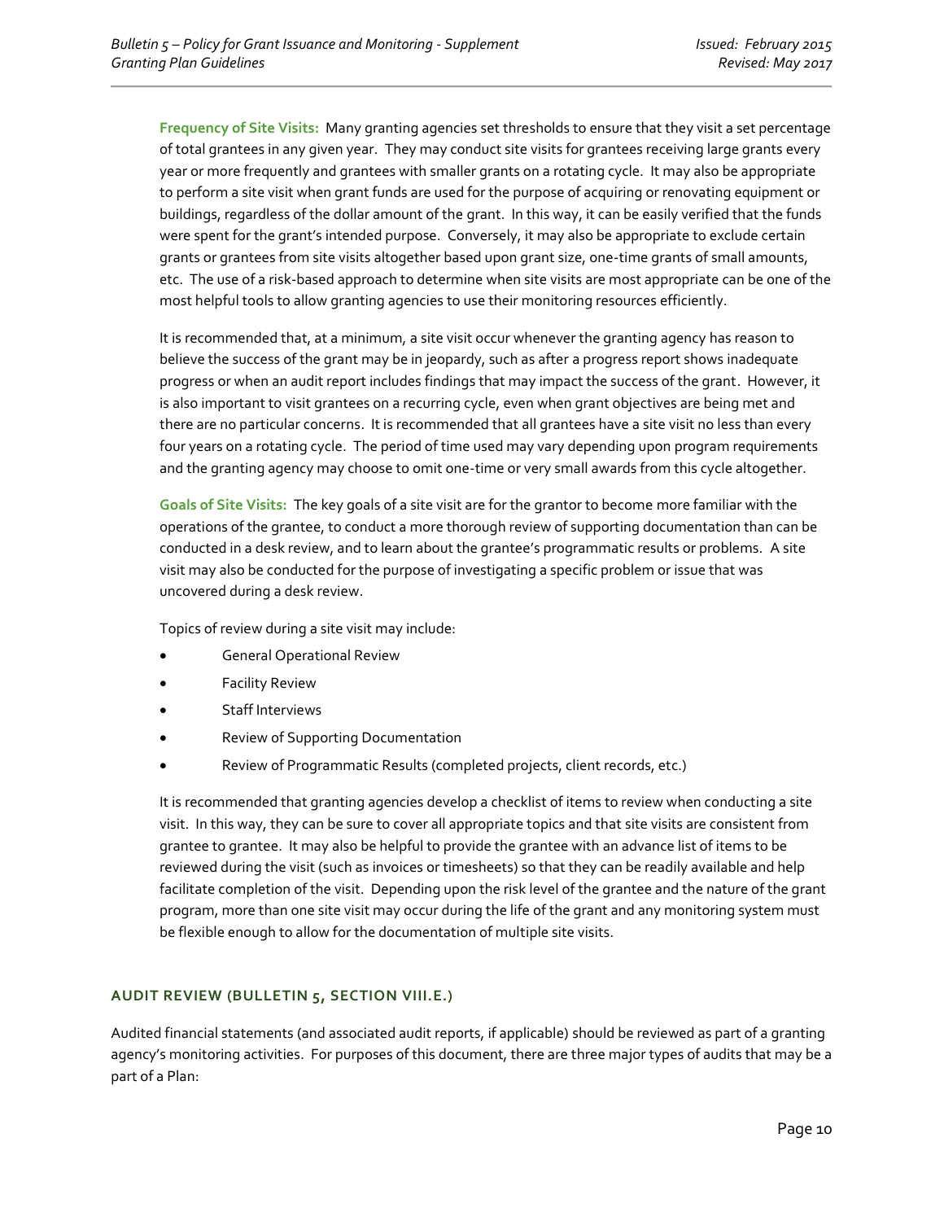**Frequency of Site Visits:** Many granting agencies set thresholds to ensure that they visit a set percentage of total grantees in any given year. They may conduct site visits for grantees receiving large grants every year or more frequently and grantees with smaller grants on a rotating cycle. It may also be appropriate to perform a site visit when grant funds are used for the purpose of acquiring or renovating equipment or buildings, regardless of the dollar amount of the grant. In this way, it can be easily verified that the funds were spent for the grant's intended purpose. Conversely, it may also be appropriate to exclude certain grants or grantees from site visits altogether based upon grant size, one-time grants of small amounts, etc. The use of a risk-based approach to determine when site visits are most appropriate can be one of the most helpful tools to allow granting agencies to use their monitoring resources efficiently.

It is recommended that, at a minimum, a site visit occur whenever the granting agency has reason to believe the success of the grant may be in jeopardy, such as after a progress report shows inadequate progress or when an audit report includes findings that may impact the success of the grant. However, it is also important to visit grantees on a recurring cycle, even when grant objectives are being met and there are no particular concerns. It is recommended that all grantees have a site visit no less than every four years on a rotating cycle. The period of time used may vary depending upon program requirements and the granting agency may choose to omit one-time or very small awards from this cycle altogether.

**Goals of Site Visits:** The key goals of a site visit are for the grantor to become more familiar with the operations of the grantee, to conduct a more thorough review of supporting documentation than can be conducted in a desk review, and to learn about the grantee's programmatic results or problems. A site visit may also be conducted for the purpose of investigating a specific problem or issue that was uncovered during a desk review.

Topics of review during a site visit may include:

- General Operational Review
- Facility Review
- Staff Interviews
- Review of Supporting Documentation
- Review of Programmatic Results (completed projects, client records, etc.)

It is recommended that granting agencies develop a checklist of items to review when conducting a site visit. In this way, they can be sure to cover all appropriate topics and that site visits are consistent from grantee to grantee. It may also be helpful to provide the grantee with an advance list of items to be reviewed during the visit (such as invoices or timesheets) so that they can be readily available and help facilitate completion of the visit. Depending upon the risk level of the grantee and the nature of the grant program, more than one site visit may occur during the life of the grant and any monitoring system must be flexible enough to allow for the documentation of multiple site visits.

### AUDIT REVIEW (BULLETIN 5, SECTION VIII.E.)

Audited financial statements (and associated audit reports, if applicable) should be reviewed as part of a granting agency's monitoring activities. For purposes of this document, there are three major types of audits that may be a part of a Plan: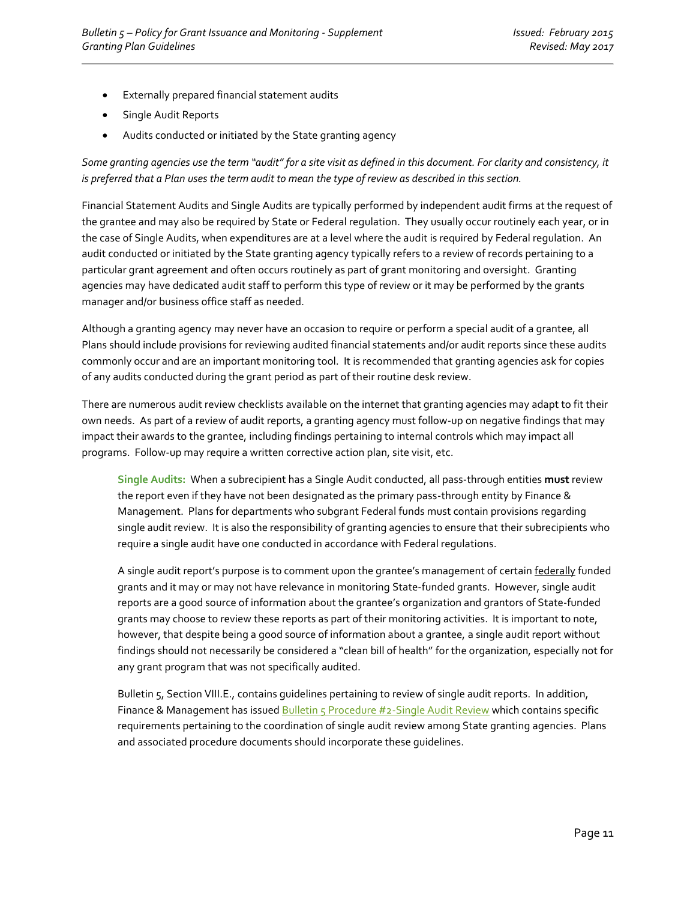- Externally prepared financial statement audits
- Single Audit Reports
- Audits conducted or initiated by the State granting agency

*Some granting agencies use the term "audit" for a site visit as defined in this document. For clarity and consistency, it is preferred that a Plan uses the term audit to mean the type of review as described in this section.*

Financial Statement Audits and Single Audits are typically performed by independent audit firms at the request of the grantee and may also be required by State or Federal regulation. They usually occur routinely each year, or in the case of Single Audits, when expenditures are at a level where the audit is required by Federal regulation. An audit conducted or initiated by the State granting agency typically refers to a review of records pertaining to a particular grant agreement and often occurs routinely as part of grant monitoring and oversight. Granting agencies may have dedicated audit staff to perform this type of review or it may be performed by the grants manager and/or business office staff as needed.

Although a granting agency may never have an occasion to require or perform a special audit of a grantee, all Plans should include provisions for reviewing audited financial statements and/or audit reports since these audits commonly occur and are an important monitoring tool. It is recommended that granting agencies ask for copies of any audits conducted during the grant period as part of their routine desk review.

There are numerous audit review checklists available on the internet that granting agencies may adapt to fit their own needs. As part of a review of audit reports, a granting agency must follow-up on negative findings that may impact their awards to the grantee, including findings pertaining to internal controls which may impact all programs. Follow-up may require a written corrective action plan, site visit, etc.

**Single Audits:** When a subrecipient has a Single Audit conducted, all pass-through entities **must** review the report even if they have not been designated as the primary pass-through entity by Finance & Management. Plans for departments who subgrant Federal funds must contain provisions regarding single audit review. It is also the responsibility of granting agencies to ensure that their subrecipients who require a single audit have one conducted in accordance with Federal regulations.

A single audit report's purpose is to comment upon the grantee's management of certain federally funded grants and it may or may not have relevance in monitoring State-funded grants. However, single audit reports are a good source of information about the grantee's organization and grantors of State-funded grants may choose to review these reports as part of their monitoring activities. It is important to note, however, that despite being a good source of information about a grantee, a single audit report without findings should not necessarily be considered a "clean bill of health" for the organization, especially not for any grant program that was not specifically audited.

Bulletin 5, Section VIII.E., contains guidelines pertaining to review of single audit reports. In addition, Finance & Management has issued Bulletin 5 Procedure #2-Single Audit Review which contains specific requirements pertaining to the coordination of single audit review among State granting agencies. Plans and associated procedure documents should incorporate these guidelines.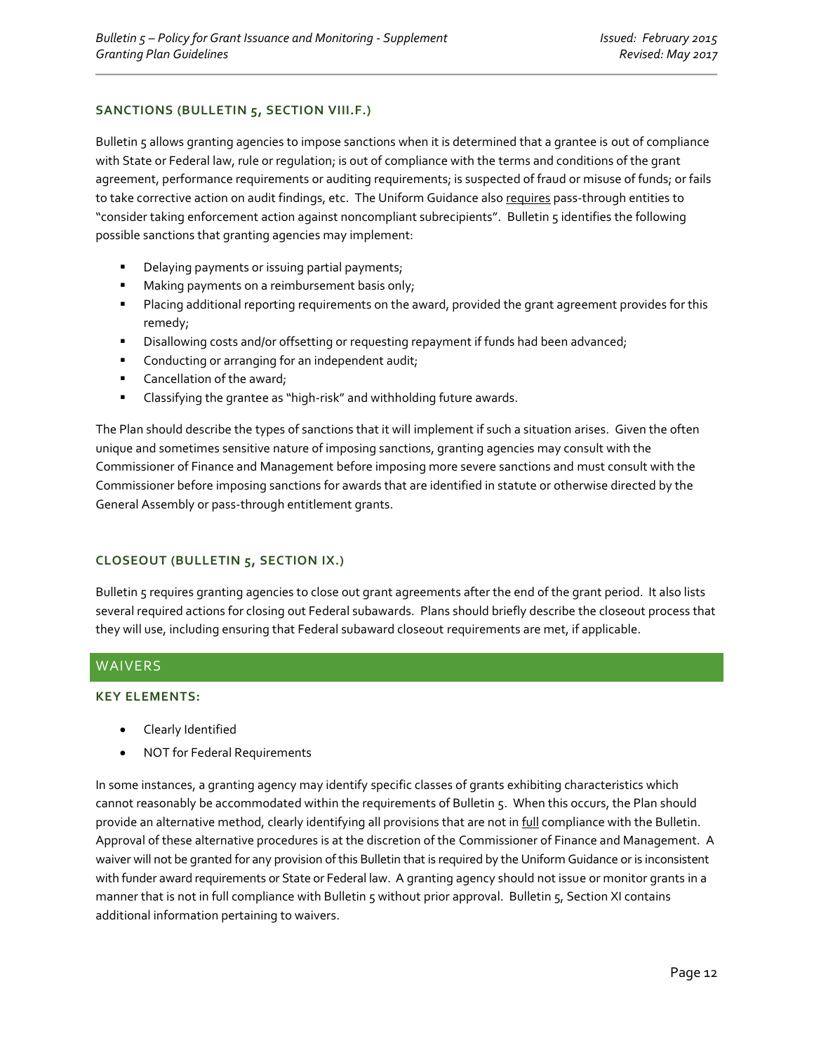### SANCTIONS (BULLETIN 5, SECTION VIII.F.)

Bulletin 5 allows granting agencies to impose sanctions when it is determined that a grantee is out of compliance with State or Federal law, rule or regulation; is out of compliance with the terms and conditions of the grant agreement, performance requirements or auditing requirements; is suspected of fraud or misuse of funds; or fails to take corrective action on audit findings, etc. The Uniform Guidance also requires pass-through entities to "consider taking enforcement action against noncompliant subrecipients". Bulletin 5 identifies the following possible sanctions that granting agencies may implement:

- Delaying payments or issuing partial payments;
- Making payments on a reimbursement basis only;
- Placing additional reporting requirements on the award, provided the grant agreement provides for this remedy;
- Disallowing costs and/or offsetting or requesting repayment if funds had been advanced;
- Conducting or arranging for an independent audit;
- Cancellation of the award;
- Classifying the grantee as "high-risk" and withholding future awards.

The Plan should describe the types of sanctions that it will implement if such a situation arises. Given the often unique and sometimes sensitive nature of imposing sanctions, granting agencies may consult with the Commissioner of Finance and Management before imposing more severe sanctions and must consult with the Commissioner before imposing sanctions for awards that are identified in statute or otherwise directed by the General Assembly or pass-through entitlement grants.

### CLOSEOUT (BULLETIN 5, SECTION IX.)

Bulletin 5 requires granting agencies to close out grant agreements after the end of the grant period. It also lists several required actions for closing out Federal subawards. Plans should briefly describe the closeout process that they will use, including ensuring that Federal subaward closeout requirements are met, if applicable.

## WAIVERS

### KEY ELEMENTS:

- Clearly Identified
- NOT for Federal Requirements

In some instances, a granting agency may identify specific classes of grants exhibiting characteristics which cannot reasonably be accommodated within the requirements of Bulletin 5. When this occurs, the Plan should provide an alternative method, clearly identifying all provisions that are not in full compliance with the Bulletin. Approval of these alternative procedures is at the discretion of the Commissioner of Finance and Management. A waiver will not be granted for any provision of this Bulletin that is required by the Uniform Guidance or is inconsistent with funder award requirements or State or Federal law. A granting agency should not issue or monitor grants in a manner that is not in full compliance with Bulletin 5 without prior approval. Bulletin 5, Section XI contains additional information pertaining to waivers.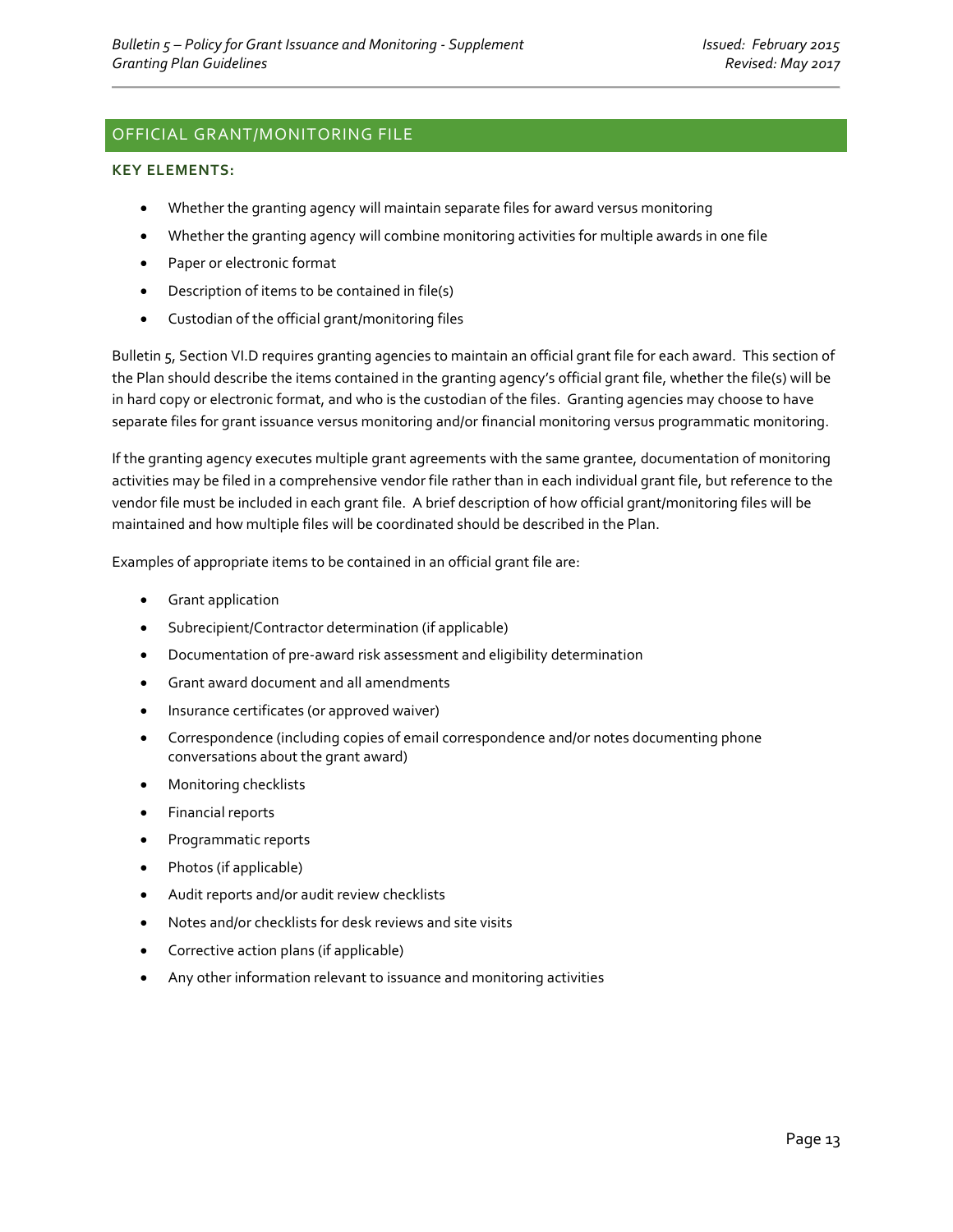## OFFICIAL GRANT/MONITORING FILE

### KEY ELEMENTS:

- Whether the granting agency will maintain separate files for award versus monitoring
- Whether the granting agency will combine monitoring activities for multiple awards in one file
- Paper or electronic format
- Description of items to be contained in file(s)
- Custodian of the official grant/monitoring files

Bulletin 5, Section VI.D requires granting agencies to maintain an official grant file for each award. This section of the Plan should describe the items contained in the granting agency's official grant file, whether the file(s) will be in hard copy or electronic format, and who is the custodian of the files. Granting agencies may choose to have separate files for grant issuance versus monitoring and/or financial monitoring versus programmatic monitoring.

If the granting agency executes multiple grant agreements with the same grantee, documentation of monitoring activities may be filed in a comprehensive vendor file rather than in each individual grant file, but reference to the vendor file must be included in each grant file. A brief description of how official grant/monitoring files will be maintained and how multiple files will be coordinated should be described in the Plan.

Examples of appropriate items to be contained in an official grant file are:

- Grant application
- Subrecipient/Contractor determination (if applicable)
- Documentation of pre-award risk assessment and eligibility determination
- Grant award document and all amendments
- Insurance certificates (or approved waiver)
- Correspondence (including copies of email correspondence and/or notes documenting phone conversations about the grant award)
- Monitoring checklists
- Financial reports
- Programmatic reports
- Photos (if applicable)
- Audit reports and/or audit review checklists
- Notes and/or checklists for desk reviews and site visits
- Corrective action plans (if applicable)
- Any other information relevant to issuance and monitoring activities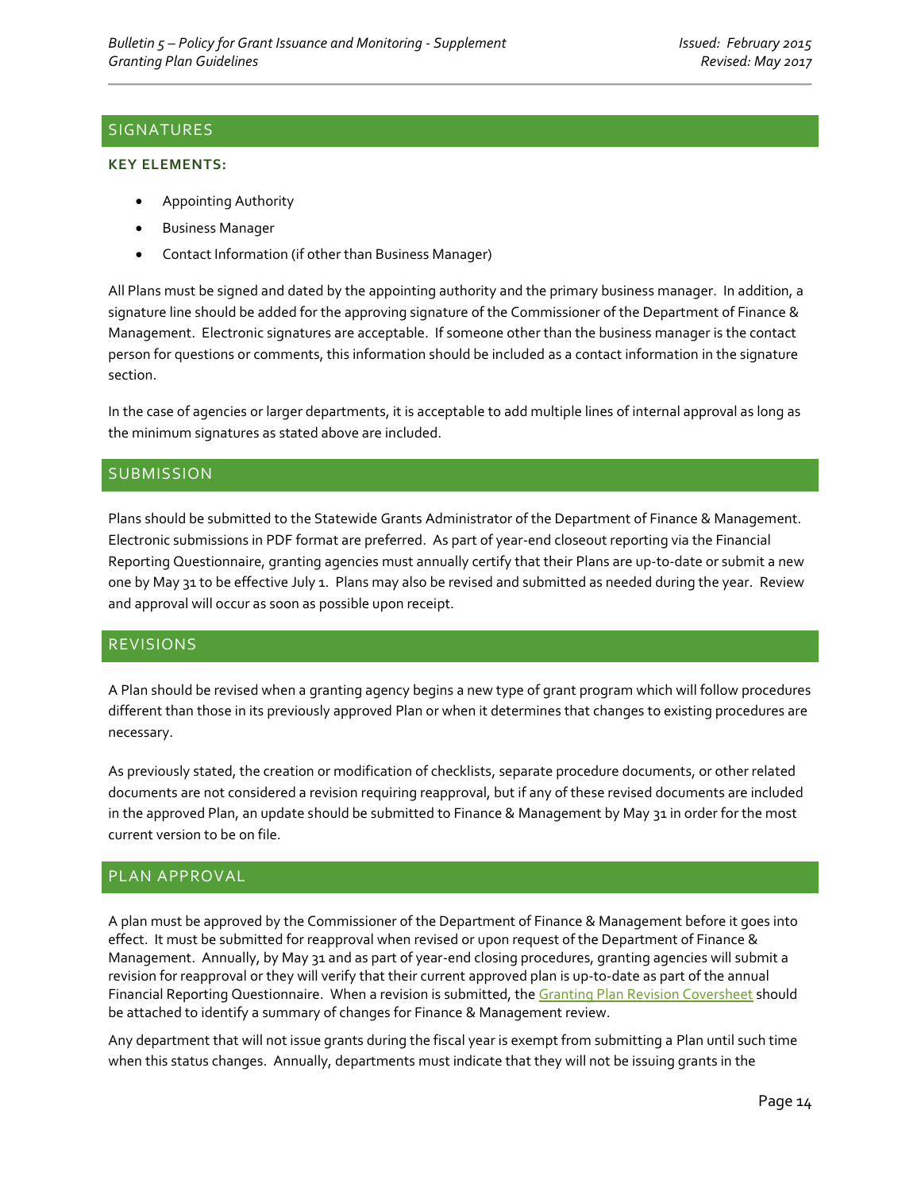## SIGNATURES

### KEY ELEMENTS:

- Appointing Authority
- Business Manager
- Contact Information (if other than Business Manager)

All Plans must be signed and dated by the appointing authority and the primary business manager. In addition, a signature line should be added for the approving signature of the Commissioner of the Department of Finance & Management. Electronic signatures are acceptable. If someone other than the business manager is the contact person for questions or comments, this information should be included as a contact information in the signature section.

In the case of agencies or larger departments, it is acceptable to add multiple lines of internal approval as long as the minimum signatures as stated above are included.

## SUBMISSION

Plans should be submitted to the Statewide Grants Administrator of the Department of Finance & Management. Electronic submissions in PDF format are preferred. As part of year-end closeout reporting via the Financial Reporting Questionnaire, granting agencies must annually certify that their Plans are up-to-date or submit a new one by May 31 to be effective July 1. Plans may also be revised and submitted as needed during the year. Review and approval will occur as soon as possible upon receipt.

## REVISIONS

A Plan should be revised when a granting agency begins a new type of grant program which will follow procedures different than those in its previously approved Plan or when it determines that changes to existing procedures are necessary.

As previously stated, the creation or modification of checklists, separate procedure documents, or other related documents are not considered a revision requiring reapproval, but if any of these revised documents are included in the approved Plan, an update should be submitted to Finance & Management by May 31 in order for the most current version to be on file.

## PLAN APPROVAL

A plan must be approved by the Commissioner of the Department of Finance & Management before it goes into effect. It must be submitted for reapproval when revised or upon request of the Department of Finance & Management. Annually, by May 31 and as part of year-end closing procedures, granting agencies will submit a revision for reapproval or they will verify that their current approved plan is up-to-date as part of the annual Financial Reporting Questionnaire. When a revision is submitted, the Granting Plan Revision Coversheet should be attached to identify a summary of changes for Finance & Management review.

Any department that will not issue grants during the fiscal year is exempt from submitting a Plan until such time when this status changes. Annually, departments must indicate that they will not be issuing grants in the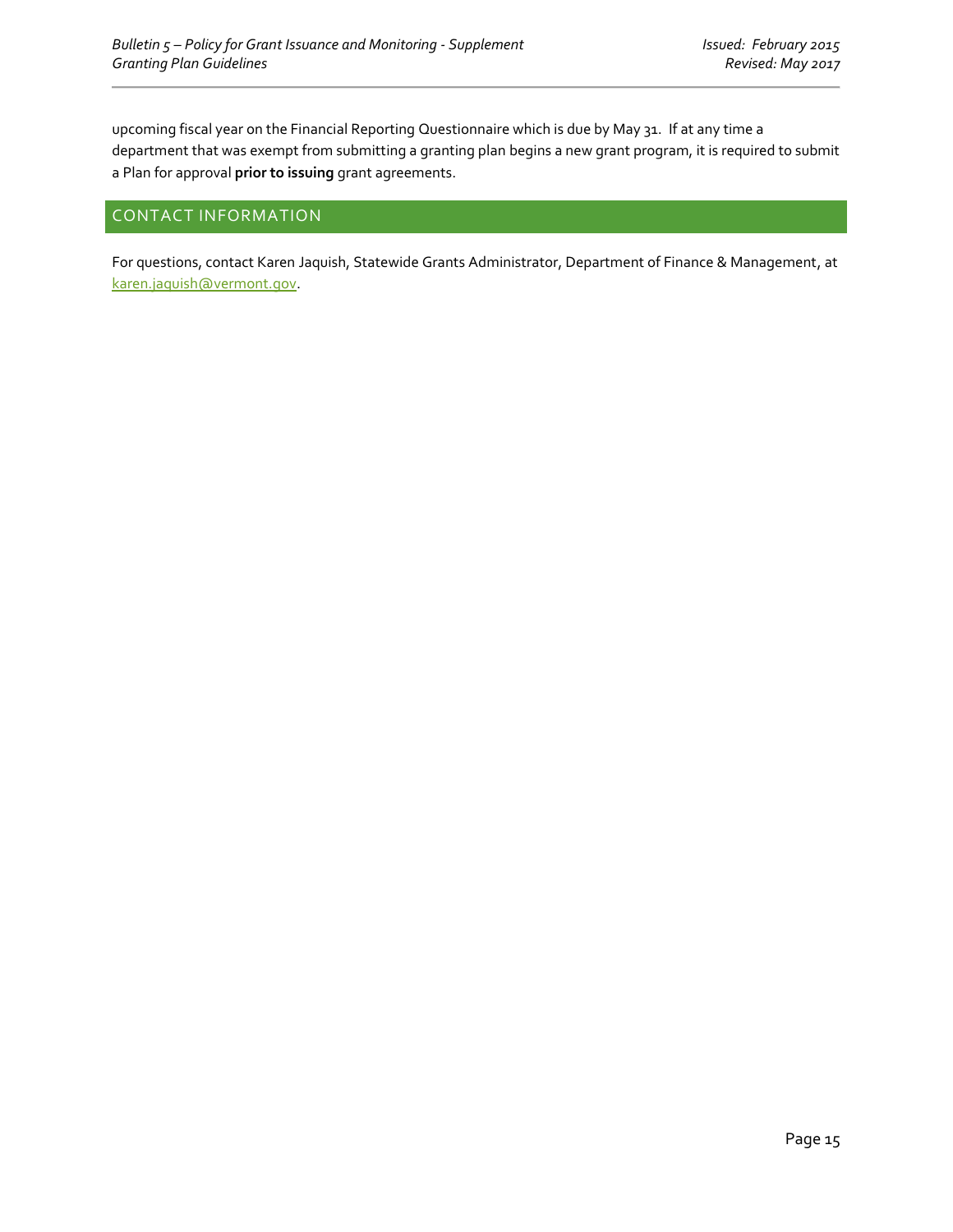upcoming fiscal year on the Financial Reporting Questionnaire which is due by May 31. If at any time a department that was exempt from submitting a granting plan begins a new grant program, it is required to submit a Plan for approval **prior to issuing** grant agreements.

## CONTACT INFORMATION

For questions, contact Karen Jaquish, Statewide Grants Administrator, Department of Finance & Management, at [karen.jaquish@vermont.gov](mailto:karen.jaquish@vermont.gov).